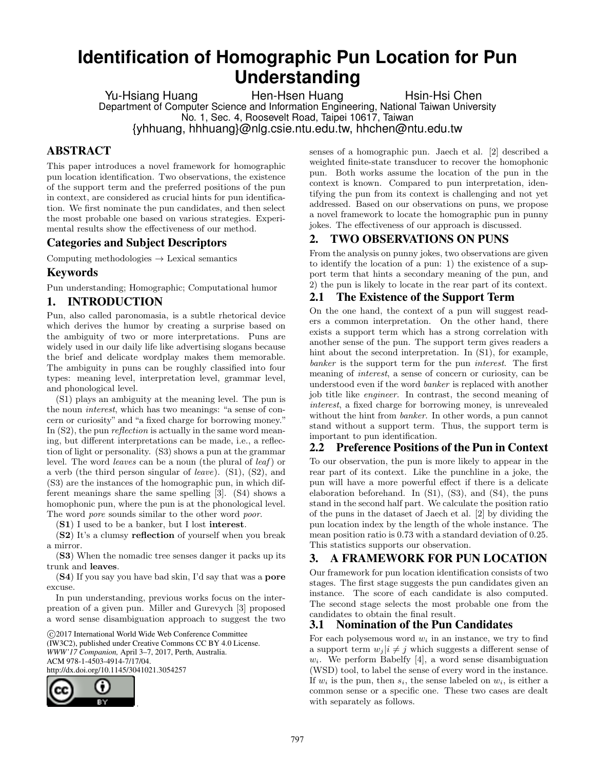# Identification of Homographic Pun Location for Pun Understanding

Yu-Hsiang Huang Hen-Hsen Huang Hsin-Hsi Chen

Department of Computer Science and Information Engineering, National Taiwan University
No. 1, Sec. 4, Roosevelt Road, Taipei 10617, Taiwan
{yhhuang, hhhuang}@nlg.csie.ntu.edu.tw, hhchen@ntu.edu.tw

## ABSTRACT

This paper introduces a novel framework for homographic pun location identification. Two observations, the existence of the support term and the preferred positions of the pun in context, are considered as crucial hints for pun identification. We first nominate the pun candidates, and then select the most probable one based on various strategies. Experimental results show the effectiveness of our method.

## Categories and Subject Descriptors

Computing methodologies → Lexical semantics

## Keywords

Pun understanding; Homographic; Computational humor

## 1. INTRODUCTION

Pun, also called paronomasia, is a subtle rhetorical device which derives the humor by creating a surprise based on the ambiguity of two or more interpretations. Puns are widely used in our daily life like advertising slogans because the brief and delicate wordplay makes them memorable. The ambiguity in puns can be roughly classified into four types: meaning level, interpretation level, grammar level, and phonological level.

(S1) plays an ambiguity at the meaning level. The pun is the noun *interest*, which has two meanings: "a sense of concern or curiosity" and "a fixed charge for borrowing money." In (S2), the pun *reflection* is actually in the same word meaning, but different interpretations can be made, i.e., a reflection of light or personality. (S3) shows a pun at the grammar level. The word *leaves* can be a noun (the plural of *leaf*) or a verb (the third person singular of *leave*). (S1), (S2), and (S3) are the instances of the homographic pun, in which different meanings share the same spelling [3]. (S4) shows a homophonic pun, where the pun is at the phonological level. The word *pore* sounds similar to the other word *poor*.

(**S1**) I used to be a banker, but I lost **interest**.

(**S2**) It's a clumsy **reflection** of yourself when you break a mirror.

(**S3**) When the nomadic tree senses danger it packs up its trunk and **leaves**.

(**S4**) If you say you have bad skin, I'd say that was a **pore** excuse.

In pun understanding, previous works focus on the interpreation of a given pun. Miller and Gurevych [3] proposed a word sense disambiguation approach to suggest the two senses of a homographic pun. Jaech et al. [2] described a weighted finite-state transducer to recover the homophonic pun. Both works assume the location of the pun in the context is known. Compared to pun interpretation, identifying the pun from its context is challenging and not yet addressed. Based on our observations on puns, we propose a novel framework to locate the homographic pun in punny jokes. The effectiveness of our approach is discussed.

©2017 International World Wide Web Conference Committee (IW3C2), published under Creative Commons CC BY 4.0 License.
*WWW'17 Companion*, April 3–7, 2017, Perth, Australia.
ACM 978-1-4503-4914-7/17/04.
http://dx.doi.org/10.1145/3041021.3054257

## 2. TWO OBSERVATIONS ON PUNS

From the analysis on punny jokes, two observations are given to identify the location of a pun: 1) the existence of a support term that hints a secondary meaning of the pun, and 2) the pun is likely to locate in the rear part of its context.

### 2.1 The Existence of the Support Term

On the one hand, the context of a pun will suggest readers a common interpretation. On the other hand, there exists a support term which has a strong correlation with another sense of the pun. The support term gives readers a hint about the second interpretation. In (S1), for example, *banker* is the support term for the pun *interest*. The first meaning of *interest*, a sense of concern or curiosity, can be understood even if the word *banker* is replaced with another job title like *engineer*. In contrast, the second meaning of *interest*, a fixed charge for borrowing money, is unrevealed without the hint from *banker*. In other words, a pun cannot stand without a support term. Thus, the support term is important to pun identification.

### 2.2 Preference Positions of the Pun in Context

To our observation, the pun is more likely to appear in the rear part of its context. Like the punchline in a joke, the pun will have a more powerful effect if there is a delicate elaboration beforehand. In (S1), (S3), and (S4), the puns stand in the second half part. We calculate the position ratio of the puns in the dataset of Jaech et al. [2] by dividing the pun location index by the length of the whole instance. The mean position ratio is 0.73 with a standard deviation of 0.25. This statistics supports our observation.

## 3. A FRAMEWORK FOR PUN LOCATION

Our framework for pun location identification consists of two stages. The first stage suggests the pun candidates given an instance. The score of each candidate is also computed. The second stage selects the most probable one from the candidates to obtain the final result.

### 3.1 Nomination of the Pun Candidates

For each polysemous word $w_i$ in an instance, we try to find a support term $w_j | i \neq j$ which suggests a different sense of $w_i$. We perform Babelfy [4], a word sense disambiguation (WSD) tool, to label the sense of every word in the instance. If $w_i$ is the pun, then $s_i$, the sense labeled on $w_i$, is either a common sense or a specific one. These two cases are dealt with separately as follows.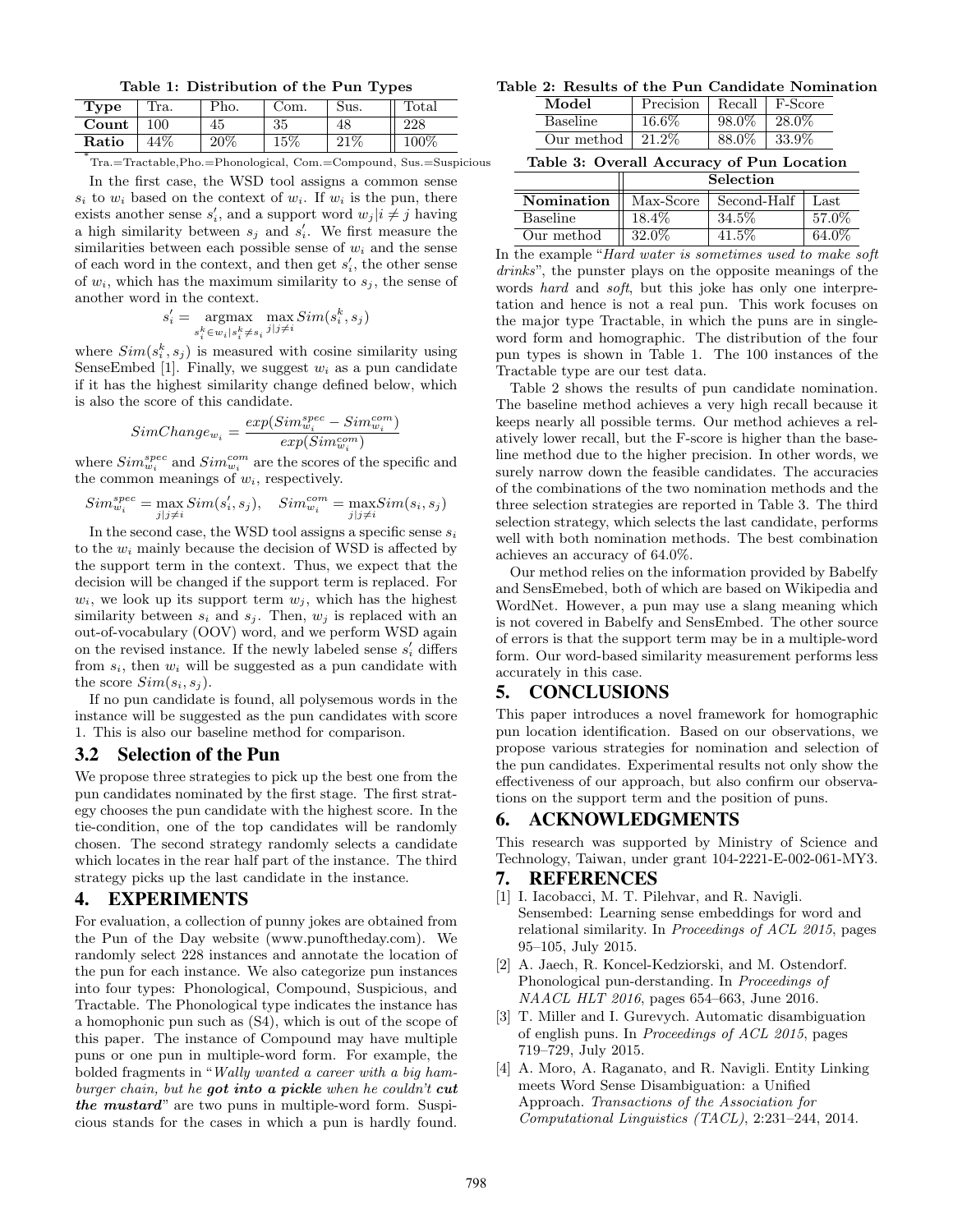Table 1: Distribution of the Pun Types

| **Type** | Tra. | Pho. | Com. | Sus. | Total |
|---|---|---|---|---|---|
| **Count** | 100 | 45 | 35 | 48 | 228 |
| **Ratio** | 44% | 20% | 15% | 21% | 100% |

*Tra.=Tractable,Pho.=Phonological, Com.=Compound, Sus.=Suspicious

In the first case, the WSD tool assigns a common sense $s_i$ to $w_i$ based on the context of $w_i$. If $w_i$ is the pun, there exists another sense $s'_i$, and a support word $w_j|i \neq j$ having a high similarity between $s_j$ and $s'_i$. We first measure the similarities between each possible sense of $w_i$ and the sense of each word in the context, and then get $s'_i$, the other sense of $w_i$, which has the maximum similarity to $s_j$, the sense of another word in the context.

$$s'_i = \underset{s_i^k \in w_i | s_i^k \neq s_i}{\operatorname{argmax}} \max_{j|j \neq i} Sim(s_i^k, s_j)$$

where $Sim(s_i^k, s_j)$ is measured with cosine similarity using SenseEmbed [1]. Finally, we suggest $w_i$ as a pun candidate if it has the highest similarity change defined below, which is also the score of this candidate.

$$SimChange_{w_i} = \frac{exp(Sim_{w_i}^{spec} - Sim_{w_i}^{com})}{exp(Sim_{w_i}^{com})}$$

where $Sim_{w_i}^{spec}$ and $Sim_{w_i}^{com}$ are the scores of the specific and the common meanings of $w_i$, respectively.

$$Sim_{w_i}^{spec} = \max_{j|j \neq i} Sim(s'_i, s_j), \quad Sim_{w_i}^{com} = \max_{j|j \neq i} Sim(s_i, s_j)$$

In the second case, the WSD tool assigns a specific sense $s_i$ to the $w_i$ mainly because the decision of WSD is affected by the support term in the context. Thus, we expect that the decision will be changed if the support term is replaced. For $w_i$, we look up its support term $w_j$, which has the highest similarity between $s_i$ and $s_j$. Then, $w_j$ is replaced with an out-of-vocabulary (OOV) word, and we perform WSD again on the revised instance. If the newly labeled sense $s'_i$ differs from $s_i$, then $w_i$ will be suggested as a pun candidate with the score $Sim(s_i, s_j)$.

If no pun candidate is found, all polysemous words in the instance will be suggested as the pun candidates with score 1. This is also our baseline method for comparison.

## 3.2 Selection of the Pun

We propose three strategies to pick up the best one from the pun candidates nominated by the first stage. The first strategy chooses the pun candidate with the highest score. In the tie-condition, one of the top candidates will be randomly chosen. The second strategy randomly selects a candidate which locates in the rear half part of the instance. The third strategy picks up the last candidate in the instance.

# 4. EXPERIMENTS

For evaluation, a collection of punny jokes are obtained from the Pun of the Day website (www.punoftheday.com). We randomly select 228 instances and annotate the location of the pun for each instance. We also categorize pun instances into four types: Phonological, Compound, Suspicious, and Tractable. The Phonological type indicates the instance has a homophonic pun such as (S4), which is out of the scope of this paper. The instance of Compound may have multiple puns or one pun in multiple-word form. For example, the bolded fragments in "*Wally wanted a career with a big hamburger chain, but he **got into a pickle** when he couldn't **cut the mustard***" are two puns in multiple-word form. Suspicious stands for the cases in which a pun is hardly found.

Table 2: Results of the Pun Candidate Nomination

| **Model** | Precision | Recall | F-Score |
|---|---|---|---|
| Baseline | 16.6% | 98.0% | 28.0% |
| Our method | 21.2% | 88.0% | 33.9% |

Table 3: Overall Accuracy of Pun Location

| | **Selection** | | |
|---|---|---|---|
| **Nomination** | Max-Score | Second-Half | Last |
| Baseline | 18.4% | 34.5% | 57.0% |
| Our method | 32.0% | 41.5% | 64.0% |

In the example "*Hard water is sometimes used to make soft drinks*", the punster plays on the opposite meanings of the words *hard* and *soft*, but this joke has only one interpretation and hence is not a real pun. This work focuses on the major type Tractable, in which the puns are in single-word form and homographic. The distribution of the four pun types is shown in Table 1. The 100 instances of the Tractable type are our test data.

Table 2 shows the results of pun candidate nomination. The baseline method achieves a very high recall because it keeps nearly all possible terms. Our method achieves a relatively lower recall, but the F-score is higher than the baseline method due to the higher precision. In other words, we surely narrow down the feasible candidates. The accuracies of the combinations of the two nomination methods and the three selection strategies are reported in Table 3. The third selection strategy, which selects the last candidate, performs well with both nomination methods. The best combination achieves an accuracy of 64.0%.

Our method relies on the information provided by Babelfy and SensEmebed, both of which are based on Wikipedia and WordNet. However, a pun may use a slang meaning which is not covered in Babelfy and SensEmbed. The other source of errors is that the support term may be in a multiple-word form. Our word-based similarity measurement performs less accurately in this case.

# 5. CONCLUSIONS

This paper introduces a novel framework for homographic pun location identification. Based on our observations, we propose various strategies for nomination and selection of the pun candidates. Experimental results not only show the effectiveness of our approach, but also confirm our observations on the support term and the position of puns.

# 6. ACKNOWLEDGMENTS

This research was supported by Ministry of Science and Technology, Taiwan, under grant 104-2221-E-002-061-MY3.

# 7. REFERENCES

[1] I. Iacobacci, M. T. Pilehvar, and R. Navigli. Sensembed: Learning sense embeddings for word and relational similarity. In *Proceedings of ACL 2015*, pages 95–105, July 2015.

[2] A. Jaech, R. Koncel-Kedziorski, and M. Ostendorf. Phonological pun-derstanding. In *Proceedings of NAACL HLT 2016*, pages 654–663, June 2016.

[3] T. Miller and I. Gurevych. Automatic disambiguation of english puns. In *Proceedings of ACL 2015*, pages 719–729, July 2015.

[4] A. Moro, A. Raganato, and R. Navigli. Entity Linking meets Word Sense Disambiguation: a Unified Approach. *Transactions of the Association for Computational Linguistics (TACL)*, 2:231–244, 2014.